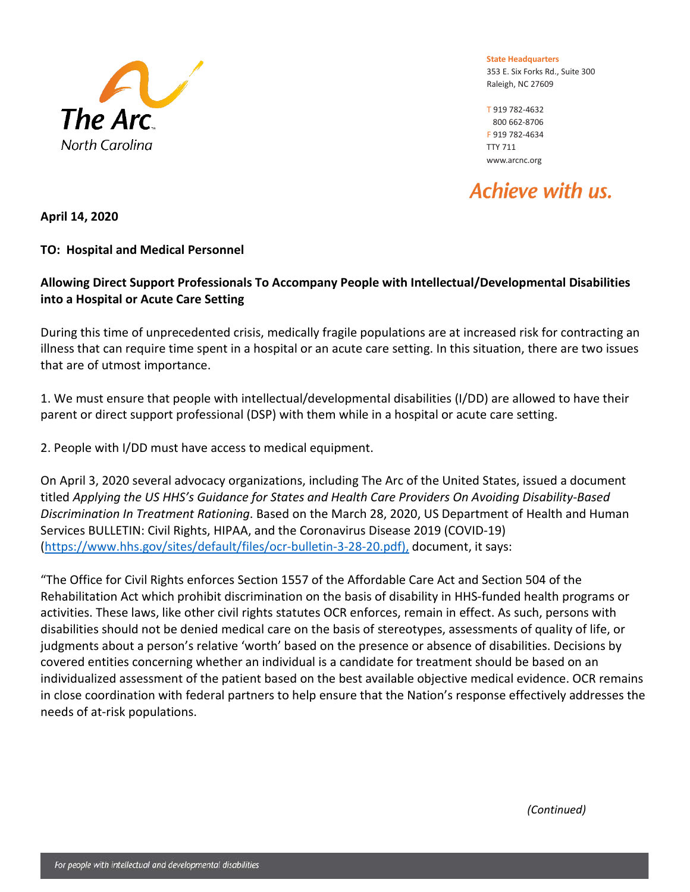The Arc North Carolina

**State Headquarters**
353 E. Six Forks Rd., Suite 300
Raleigh, NC 27609

T 919 782-4632
800 662-8706
F 919 782-4634
TTY 711
www.arcnc.org

*Achieve with us.*

**April 14, 2020**

**TO: Hospital and Medical Personnel**

**Allowing Direct Support Professionals To Accompany People with Intellectual/Developmental Disabilities into a Hospital or Acute Care Setting**

During this time of unprecedented crisis, medically fragile populations are at increased risk for contracting an illness that can require time spent in a hospital or an acute care setting. In this situation, there are two issues that are of utmost importance.

1. We must ensure that people with intellectual/developmental disabilities (I/DD) are allowed to have their parent or direct support professional (DSP) with them while in a hospital or acute care setting.

2. People with I/DD must have access to medical equipment.

On April 3, 2020 several advocacy organizations, including The Arc of the United States, issued a document titled *Applying the US HHS's Guidance for States and Health Care Providers On Avoiding Disability-Based Discrimination In Treatment Rationing*. Based on the March 28, 2020, US Department of Health and Human Services BULLETIN: Civil Rights, HIPAA, and the Coronavirus Disease 2019 (COVID-19) (https://www.hhs.gov/sites/default/files/ocr-bulletin-3-28-20.pdf), document, it says:

"The Office for Civil Rights enforces Section 1557 of the Affordable Care Act and Section 504 of the Rehabilitation Act which prohibit discrimination on the basis of disability in HHS-funded health programs or activities. These laws, like other civil rights statutes OCR enforces, remain in effect. As such, persons with disabilities should not be denied medical care on the basis of stereotypes, assessments of quality of life, or judgments about a person's relative 'worth' based on the presence or absence of disabilities. Decisions by covered entities concerning whether an individual is a candidate for treatment should be based on an individualized assessment of the patient based on the best available objective medical evidence. OCR remains in close coordination with federal partners to help ensure that the Nation's response effectively addresses the needs of at-risk populations.

*(Continued)*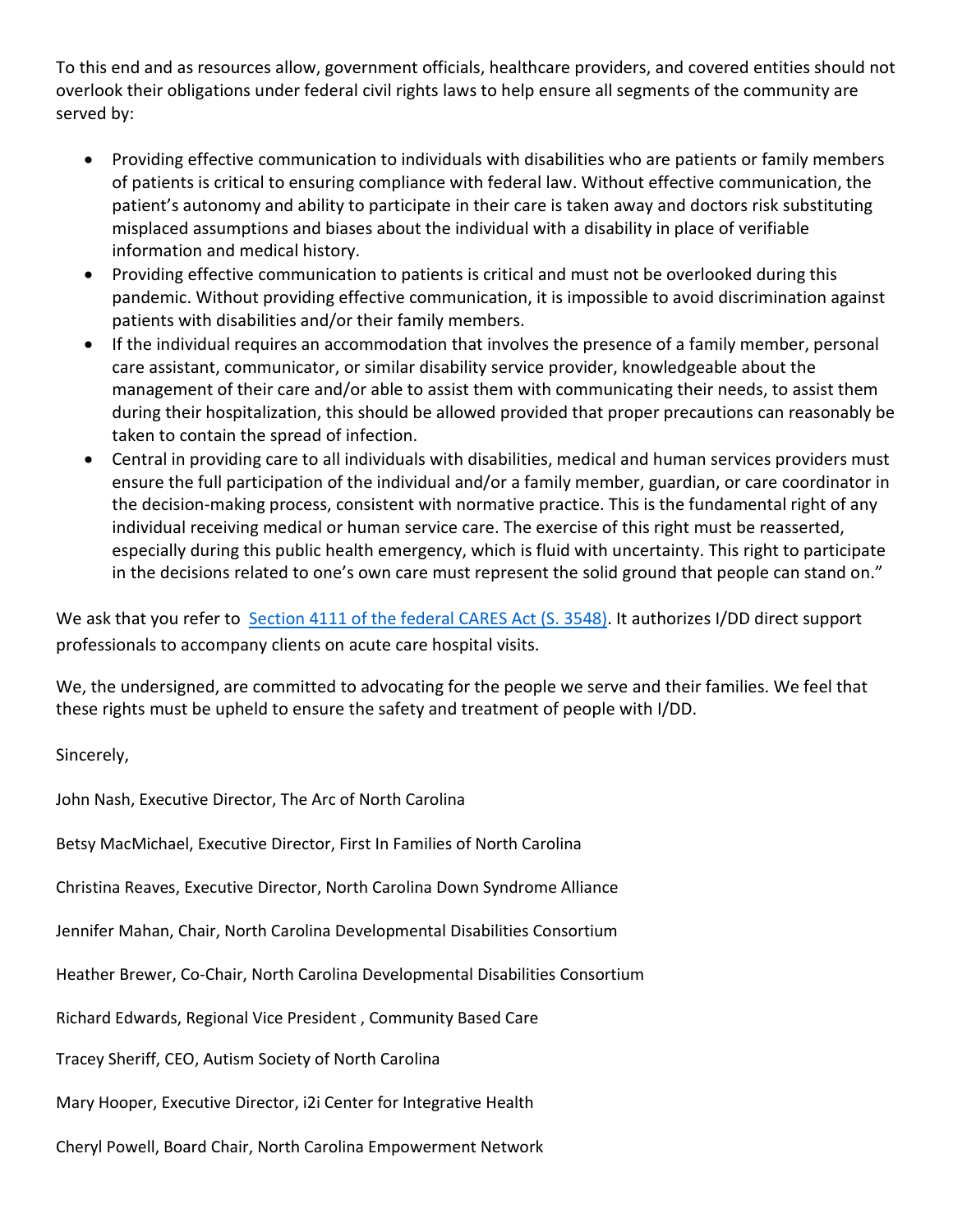To this end and as resources allow, government officials, healthcare providers, and covered entities should not overlook their obligations under federal civil rights laws to help ensure all segments of the community are served by:

- Providing effective communication to individuals with disabilities who are patients or family members of patients is critical to ensuring compliance with federal law. Without effective communication, the patient's autonomy and ability to participate in their care is taken away and doctors risk substituting misplaced assumptions and biases about the individual with a disability in place of verifiable information and medical history.
- Providing effective communication to patients is critical and must not be overlooked during this pandemic. Without providing effective communication, it is impossible to avoid discrimination against patients with disabilities and/or their family members.
- If the individual requires an accommodation that involves the presence of a family member, personal care assistant, communicator, or similar disability service provider, knowledgeable about the management of their care and/or able to assist them with communicating their needs, to assist them during their hospitalization, this should be allowed provided that proper precautions can reasonably be taken to contain the spread of infection.
- Central in providing care to all individuals with disabilities, medical and human services providers must ensure the full participation of the individual and/or a family member, guardian, or care coordinator in the decision-making process, consistent with normative practice. This is the fundamental right of any individual receiving medical or human service care. The exercise of this right must be reasserted, especially during this public health emergency, which is fluid with uncertainty. This right to participate in the decisions related to one's own care must represent the solid ground that people can stand on."

We ask that you refer to Section 4111 of the federal CARES Act (S. 3548). It authorizes I/DD direct support professionals to accompany clients on acute care hospital visits.

We, the undersigned, are committed to advocating for the people we serve and their families. We feel that these rights must be upheld to ensure the safety and treatment of people with I/DD.

Sincerely,

John Nash, Executive Director, The Arc of North Carolina

Betsy MacMichael, Executive Director, First In Families of North Carolina

Christina Reaves, Executive Director, North Carolina Down Syndrome Alliance

Jennifer Mahan, Chair, North Carolina Developmental Disabilities Consortium

Heather Brewer, Co-Chair, North Carolina Developmental Disabilities Consortium

Richard Edwards, Regional Vice President , Community Based Care

Tracey Sheriff, CEO, Autism Society of North Carolina

Mary Hooper, Executive Director, i2i Center for Integrative Health

Cheryl Powell, Board Chair, North Carolina Empowerment Network